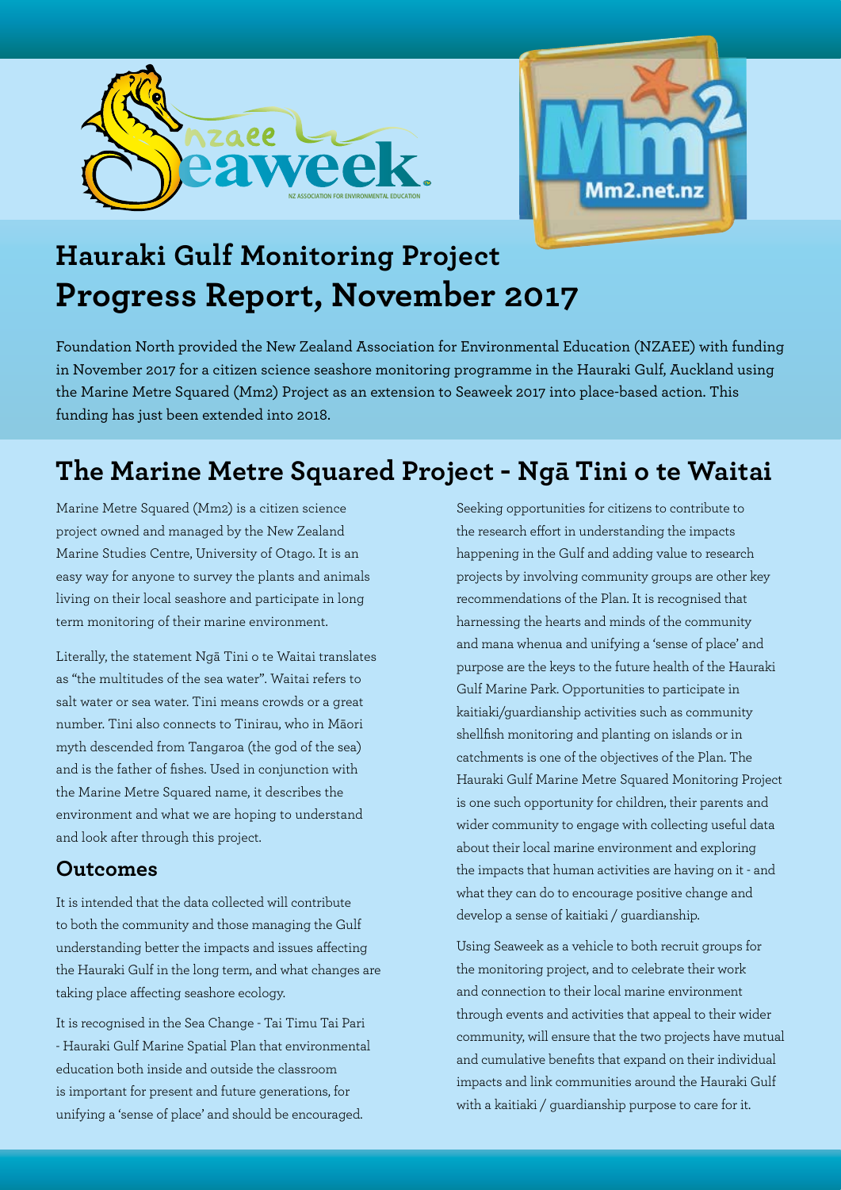# Hauraki Gulf Monitoring Project
# Progress Report, November 2017

Foundation North provided the New Zealand Association for Environmental Education (NZAEE) with funding in November 2017 for a citizen science seashore monitoring programme in the Hauraki Gulf, Auckland using the Marine Metre Squared (Mm2) Project as an extension to Seaweek 2017 into place-based action. This funding has just been extended into 2018.

## The Marine Metre Squared Project - Ngā Tini o te Waitai

Marine Metre Squared (Mm2) is a citizen science project owned and managed by the New Zealand Marine Studies Centre, University of Otago. It is an easy way for anyone to survey the plants and animals living on their local seashore and participate in long term monitoring of their marine environment.

Literally, the statement Ngā Tini o te Waitai translates as "the multitudes of the sea water". Waitai refers to salt water or sea water. Tini means crowds or a great number. Tini also connects to Tinirau, who in Māori myth descended from Tangaroa (the god of the sea) and is the father of fishes. Used in conjunction with the Marine Metre Squared name, it describes the environment and what we are hoping to understand and look after through this project.

### Outcomes

It is intended that the data collected will contribute to both the community and those managing the Gulf understanding better the impacts and issues affecting the Hauraki Gulf in the long term, and what changes are taking place affecting seashore ecology.

It is recognised in the Sea Change - Tai Timu Tai Pari - Hauraki Gulf Marine Spatial Plan that environmental education both inside and outside the classroom is important for present and future generations, for unifying a 'sense of place' and should be encouraged.

Seeking opportunities for citizens to contribute to the research effort in understanding the impacts happening in the Gulf and adding value to research projects by involving community groups are other key recommendations of the Plan. It is recognised that harnessing the hearts and minds of the community and mana whenua and unifying a 'sense of place' and purpose are the keys to the future health of the Hauraki Gulf Marine Park. Opportunities to participate in kaitiaki/guardianship activities such as community shellfish monitoring and planting on islands or in catchments is one of the objectives of the Plan. The Hauraki Gulf Marine Metre Squared Monitoring Project is one such opportunity for children, their parents and wider community to engage with collecting useful data about their local marine environment and exploring the impacts that human activities are having on it - and what they can do to encourage positive change and develop a sense of kaitiaki / guardianship.

Using Seaweek as a vehicle to both recruit groups for the monitoring project, and to celebrate their work and connection to their local marine environment through events and activities that appeal to their wider community, will ensure that the two projects have mutual and cumulative benefits that expand on their individual impacts and link communities around the Hauraki Gulf with a kaitiaki / guardianship purpose to care for it.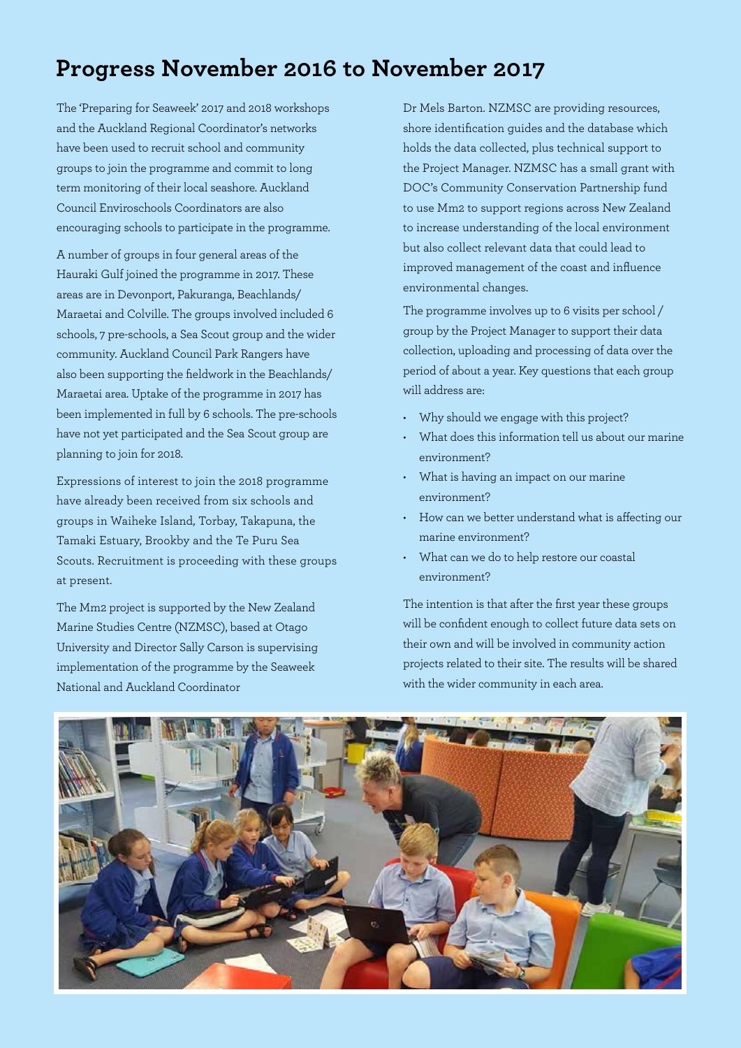## Progress November 2016 to November 2017

The 'Preparing for Seaweek' 2017 and 2018 workshops and the Auckland Regional Coordinator's networks have been used to recruit school and community groups to join the programme and commit to long term monitoring of their local seashore. Auckland Council Enviroschools Coordinators are also encouraging schools to participate in the programme.

A number of groups in four general areas of the Hauraki Gulf joined the programme in 2017. These areas are in Devonport, Pakuranga, Beachlands/ Maraetai and Colville. The groups involved included 6 schools, 7 pre-schools, a Sea Scout group and the wider community. Auckland Council Park Rangers have also been supporting the fieldwork in the Beachlands/ Maraetai area. Uptake of the programme in 2017 has been implemented in full by 6 schools. The pre-schools have not yet participated and the Sea Scout group are planning to join for 2018.

Expressions of interest to join the 2018 programme have already been received from six schools and groups in Waiheke Island, Torbay, Takapuna, the Tamaki Estuary, Brookby and the Te Puru Sea Scouts. Recruitment is proceeding with these groups at present.

The Mm2 project is supported by the New Zealand Marine Studies Centre (NZMSC), based at Otago University and Director Sally Carson is supervising implementation of the programme by the Seaweek National and Auckland Coordinator Dr Mels Barton. NZMSC are providing resources, shore identification guides and the database which holds the data collected, plus technical support to the Project Manager. NZMSC has a small grant with DOC's Community Conservation Partnership fund to use Mm2 to support regions across New Zealand to increase understanding of the local environment but also collect relevant data that could lead to improved management of the coast and influence environmental changes.

The programme involves up to 6 visits per school / group by the Project Manager to support their data collection, uploading and processing of data over the period of about a year. Key questions that each group will address are:

- Why should we engage with this project?
- What does this information tell us about our marine environment?
- What is having an impact on our marine environment?
- How can we better understand what is affecting our marine environment?
- What can we do to help restore our coastal environment?

The intention is that after the first year these groups will be confident enough to collect future data sets on their own and will be involved in community action projects related to their site. The results will be shared with the wider community in each area.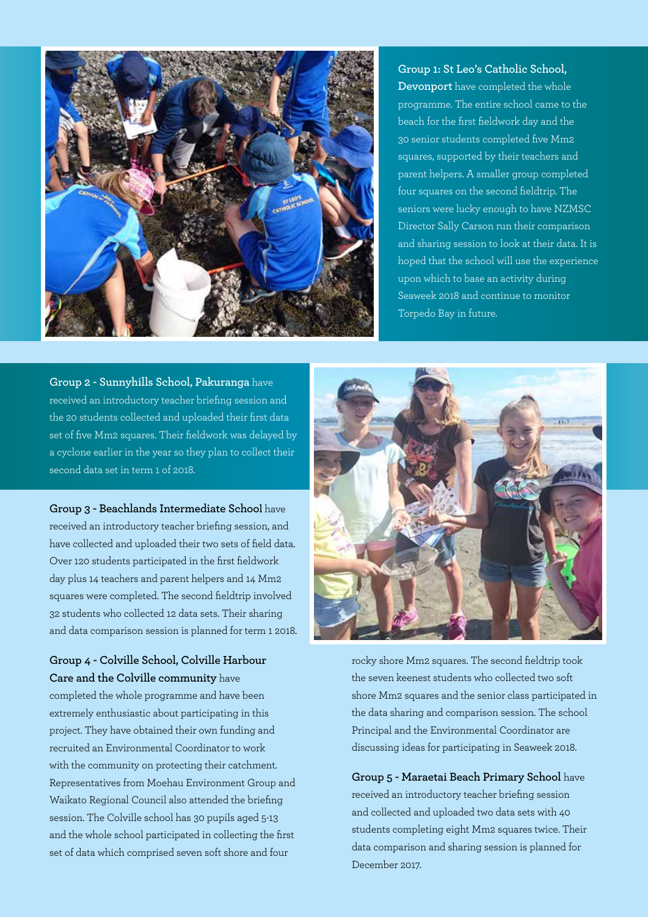**Group 1: St Leo's Catholic School, Devonport** have completed the whole programme. The entire school came to the beach for the first fieldwork day and the 30 senior students completed five Mm2 squares, supported by their teachers and parent helpers. A smaller group completed four squares on the second fieldtrip. The seniors were lucky enough to have NZMSC Director Sally Carson run their comparison and sharing session to look at their data. It is hoped that the school will use the experience upon which to base an activity during Seaweek 2018 and continue to monitor Torpedo Bay in future.

**Group 2 - Sunnyhills School, Pakuranga** have received an introductory teacher briefing session and the 20 students collected and uploaded their first data set of five Mm2 squares. Their fieldwork was delayed by a cyclone earlier in the year so they plan to collect their second data set in term 1 of 2018.

**Group 3 - Beachlands Intermediate School** have received an introductory teacher briefing session, and have collected and uploaded their two sets of field data. Over 120 students participated in the first fieldwork day plus 14 teachers and parent helpers and 14 Mm2 squares were completed. The second fieldtrip involved 32 students who collected 12 data sets. Their sharing and data comparison session is planned for term 1 2018.

**Group 4 - Colville School, Colville Harbour Care and the Colville community** have completed the whole programme and have been extremely enthusiastic about participating in this project. They have obtained their own funding and recruited an Environmental Coordinator to work with the community on protecting their catchment. Representatives from Moehau Environment Group and Waikato Regional Council also attended the briefing session. The Colville school has 30 pupils aged 5-13 and the whole school participated in collecting the first set of data which comprised seven soft shore and four rocky shore Mm2 squares. The second fieldtrip took the seven keenest students who collected two soft shore Mm2 squares and the senior class participated in the data sharing and comparison session. The school Principal and the Environmental Coordinator are discussing ideas for participating in Seaweek 2018.

**Group 5 - Maraetai Beach Primary School** have received an introductory teacher briefing session and collected and uploaded two data sets with 40 students completing eight Mm2 squares twice. Their data comparison and sharing session is planned for December 2017.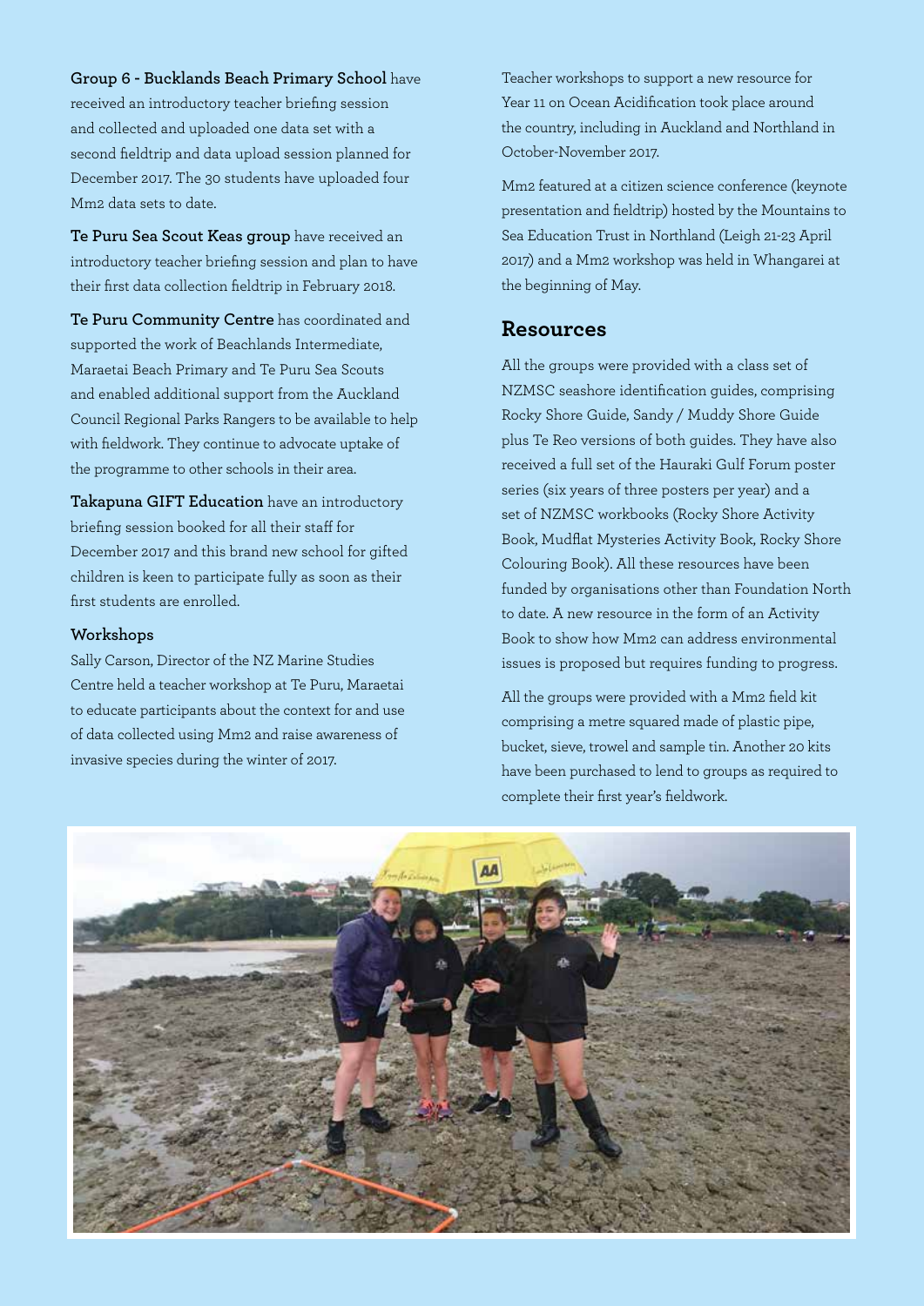**Group 6 - Bucklands Beach Primary School** have received an introductory teacher briefing session and collected and uploaded one data set with a second fieldtrip and data upload session planned for December 2017. The 30 students have uploaded four Mm2 data sets to date.

**Te Puru Sea Scout Keas group** have received an introductory teacher briefing session and plan to have their first data collection fieldtrip in February 2018.

**Te Puru Community Centre** has coordinated and supported the work of Beachlands Intermediate, Maraetai Beach Primary and Te Puru Sea Scouts and enabled additional support from the Auckland Council Regional Parks Rangers to be available to help with fieldwork. They continue to advocate uptake of the programme to other schools in their area.

**Takapuna GIFT Education** have an introductory briefing session booked for all their staff for December 2017 and this brand new school for gifted children is keen to participate fully as soon as their first students are enrolled.

### Workshops

Sally Carson, Director of the NZ Marine Studies Centre held a teacher workshop at Te Puru, Maraetai to educate participants about the context for and use of data collected using Mm2 and raise awareness of invasive species during the winter of 2017.

Teacher workshops to support a new resource for Year 11 on Ocean Acidification took place around the country, including in Auckland and Northland in October-November 2017.

Mm2 featured at a citizen science conference (keynote presentation and fieldtrip) hosted by the Mountains to Sea Education Trust in Northland (Leigh 21-23 April 2017) and a Mm2 workshop was held in Whangarei at the beginning of May.

## Resources

All the groups were provided with a class set of NZMSC seashore identification guides, comprising Rocky Shore Guide, Sandy / Muddy Shore Guide plus Te Reo versions of both guides. They have also received a full set of the Hauraki Gulf Forum poster series (six years of three posters per year) and a set of NZMSC workbooks (Rocky Shore Activity Book, Mudflat Mysteries Activity Book, Rocky Shore Colouring Book). All these resources have been funded by organisations other than Foundation North to date. A new resource in the form of an Activity Book to show how Mm2 can address environmental issues is proposed but requires funding to progress.

All the groups were provided with a Mm2 field kit comprising a metre squared made of plastic pipe, bucket, sieve, trowel and sample tin. Another 20 kits have been purchased to lend to groups as required to complete their first year's fieldwork.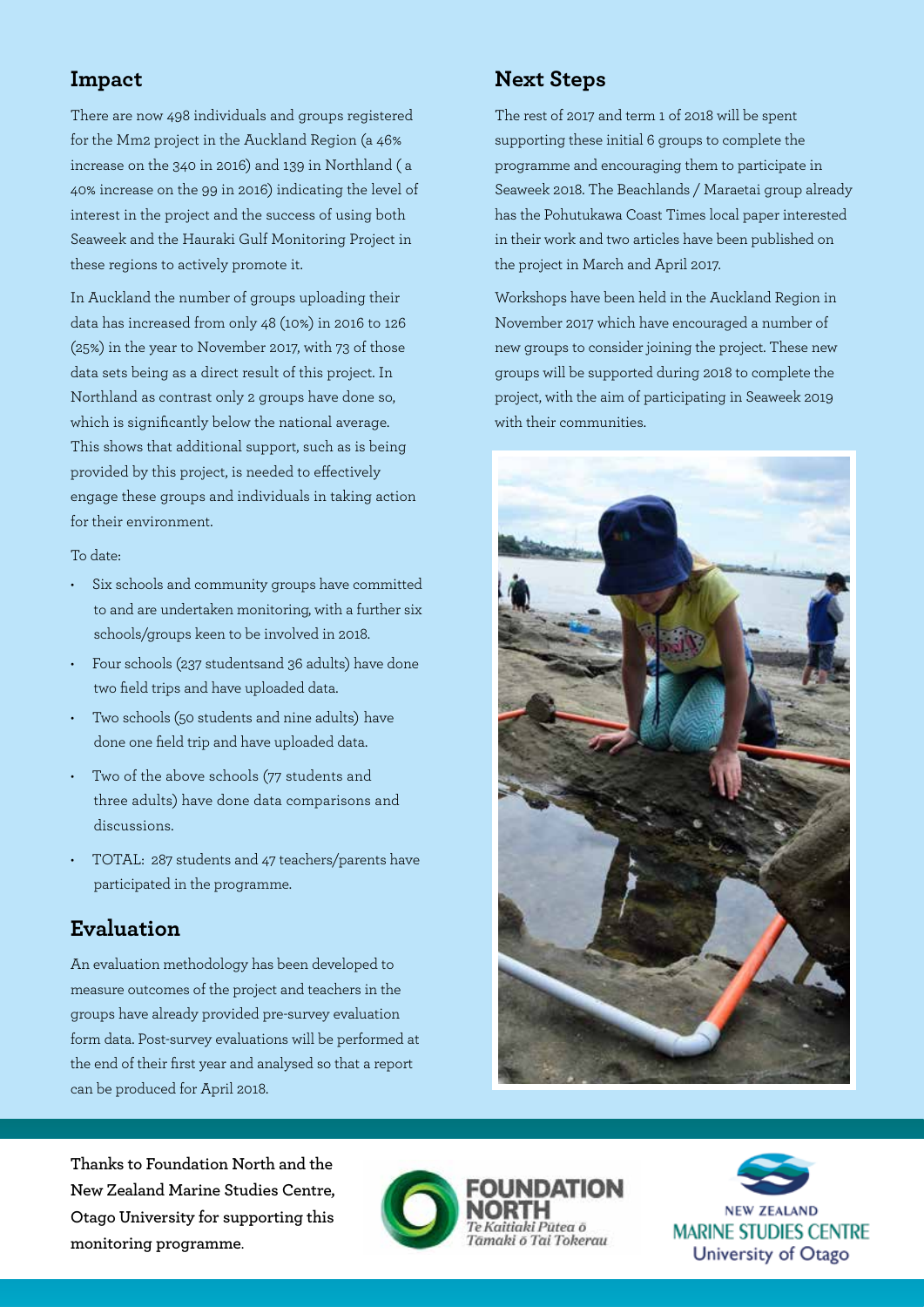## Impact

There are now 498 individuals and groups registered for the Mm2 project in the Auckland Region (a 46% increase on the 340 in 2016) and 139 in Northland ( a 40% increase on the 99 in 2016) indicating the level of interest in the project and the success of using both Seaweek and the Hauraki Gulf Monitoring Project in these regions to actively promote it.

In Auckland the number of groups uploading their data has increased from only 48 (10%) in 2016 to 126 (25%) in the year to November 2017, with 73 of those data sets being as a direct result of this project. In Northland as contrast only 2 groups have done so, which is significantly below the national average. This shows that additional support, such as is being provided by this project, is needed to effectively engage these groups and individuals in taking action for their environment.

To date:

- Six schools and community groups have committed to and are undertaken monitoring, with a further six schools/groups keen to be involved in 2018.
- Four schools (237 studentsand 36 adults) have done two field trips and have uploaded data.
- Two schools (50 students and nine adults) have done one field trip and have uploaded data.
- Two of the above schools (77 students and three adults) have done data comparisons and discussions.
- TOTAL: 287 students and 47 teachers/parents have participated in the programme.

## Evaluation

An evaluation methodology has been developed to measure outcomes of the project and teachers in the groups have already provided pre-survey evaluation form data. Post-survey evaluations will be performed at the end of their first year and analysed so that a report can be produced for April 2018.

## Next Steps

The rest of 2017 and term 1 of 2018 will be spent supporting these initial 6 groups to complete the programme and encouraging them to participate in Seaweek 2018. The Beachlands / Maraetai group already has the Pohutukawa Coast Times local paper interested in their work and two articles have been published on the project in March and April 2017.

Workshops have been held in the Auckland Region in November 2017 which have encouraged a number of new groups to consider joining the project. These new groups will be supported during 2018 to complete the project, with the aim of participating in Seaweek 2019 with their communities.

**Thanks to Foundation North and the New Zealand Marine Studies Centre, Otago University for supporting this monitoring programme**.

FOUNDATION NORTH
*Te Kaitiaki Pūtea ō Tāmaki ō Tai Tokerau*

NEW ZEALAND MARINE STUDIES CENTRE
University of Otago